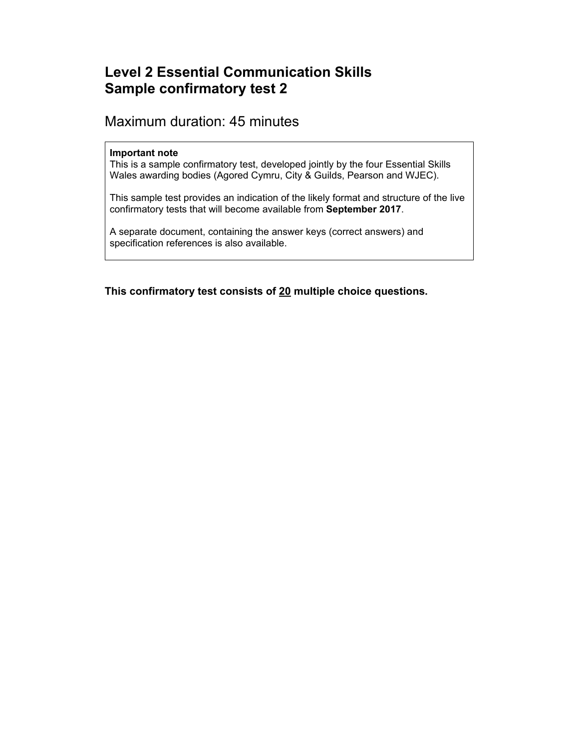# Level 2 Essential Communication Skills
# Sample confirmatory test 2

## Maximum duration: 45 minutes

**Important note**
This is a sample confirmatory test, developed jointly by the four Essential Skills Wales awarding bodies (Agored Cymru, City & Guilds, Pearson and WJEC).

This sample test provides an indication of the likely format and structure of the live confirmatory tests that will become available from **September 2017**.

A separate document, containing the answer keys (correct answers) and specification references is also available.

**This confirmatory test consists of <u>20</u> multiple choice questions.**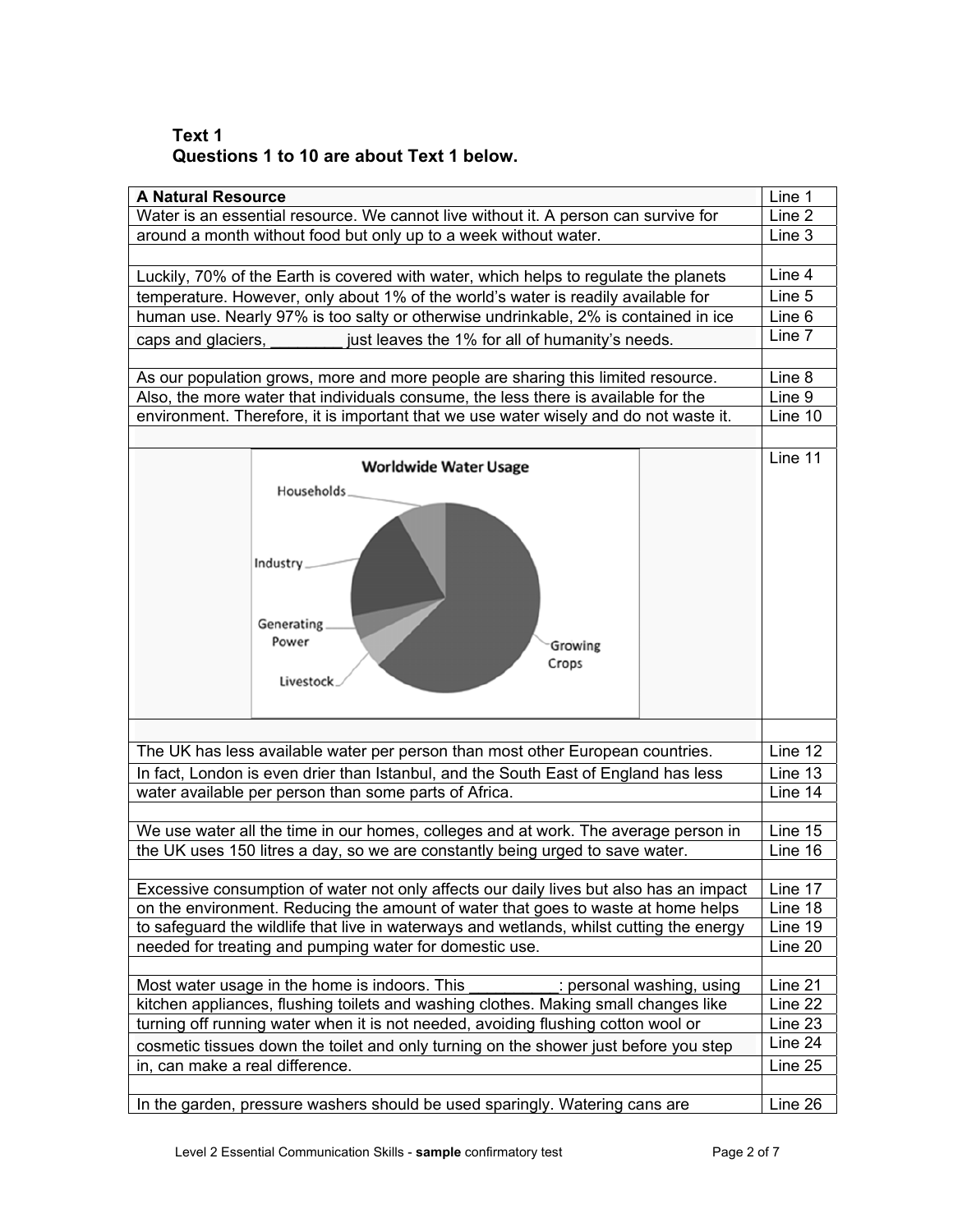**Text 1**
**Questions 1 to 10 are about Text 1 below.**

| | |
|---|---|
| **A Natural Resource** | Line 1 |
| Water is an essential resource. We cannot live without it. A person can survive for | Line 2 |
| around a month without food but only up to a week without water. | Line 3 |
| | |
| Luckily, 70% of the Earth is covered with water, which helps to regulate the planets | Line 4 |
| temperature. However, only about 1% of the world's water is readily available for | Line 5 |
| human use. Nearly 97% is too salty or otherwise undrinkable, 2% is contained in ice | Line 6 |
| caps and glaciers, ________ just leaves the 1% for all of humanity's needs. | Line 7 |
| | |
| As our population grows, more and more people are sharing this limited resource. | Line 8 |
| Also, the more water that individuals consume, the less there is available for the | Line 9 |
| environment. Therefore, it is important that we use water wisely and do not waste it. | Line 10 |
| | |
| Worldwide Water Usage (pie chart: Households, Industry, Generating Power, Livestock, Growing Crops) | Line 11 |
| | |
| The UK has less available water per person than most other European countries. | Line 12 |
| In fact, London is even drier than Istanbul, and the South East of England has less | Line 13 |
| water available per person than some parts of Africa. | Line 14 |
| | |
| We use water all the time in our homes, colleges and at work. The average person in | Line 15 |
| the UK uses 150 litres a day, so we are constantly being urged to save water. | Line 16 |
| | |
| Excessive consumption of water not only affects our daily lives but also has an impact | Line 17 |
| on the environment. Reducing the amount of water that goes to waste at home helps | Line 18 |
| to safeguard the wildlife that live in waterways and wetlands, whilst cutting the energy | Line 19 |
| needed for treating and pumping water for domestic use. | Line 20 |
| | |
| Most water usage in the home is indoors. This __________: personal washing, using | Line 21 |
| kitchen appliances, flushing toilets and washing clothes. Making small changes like | Line 22 |
| turning off running water when it is not needed, avoiding flushing cotton wool or | Line 23 |
| cosmetic tissues down the toilet and only turning on the shower just before you step | Line 24 |
| in, can make a real difference. | Line 25 |
| | |
| In the garden, pressure washers should be used sparingly. Watering cans are | Line 26 |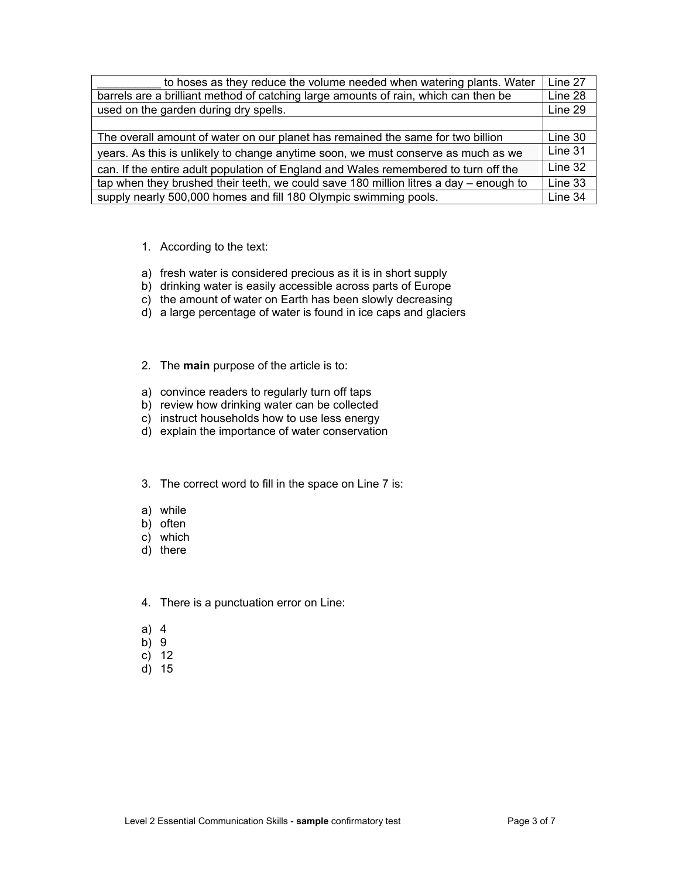| | |
|---|---|
| __________ to hoses as they reduce the volume needed when watering plants. Water | Line 27 |
| barrels are a brilliant method of catching large amounts of rain, which can then be | Line 28 |
| used on the garden during dry spells. | Line 29 |
| | |
| The overall amount of water on our planet has remained the same for two billion | Line 30 |
| years. As this is unlikely to change anytime soon, we must conserve as much as we | Line 31 |
| can. If the entire adult population of England and Wales remembered to turn off the | Line 32 |
| tap when they brushed their teeth, we could save 180 million litres a day – enough to | Line 33 |
| supply nearly 500,000 homes and fill 180 Olympic swimming pools. | Line 34 |

1. According to the text:

a) fresh water is considered precious as it is in short supply
b) drinking water is easily accessible across parts of Europe
c) the amount of water on Earth has been slowly decreasing
d) a large percentage of water is found in ice caps and glaciers

2. The **main** purpose of the article is to:

a) convince readers to regularly turn off taps
b) review how drinking water can be collected
c) instruct households how to use less energy
d) explain the importance of water conservation

3. The correct word to fill in the space on Line 7 is:

a) while
b) often
c) which
d) there

4. There is a punctuation error on Line:

a) 4
b) 9
c) 12
d) 15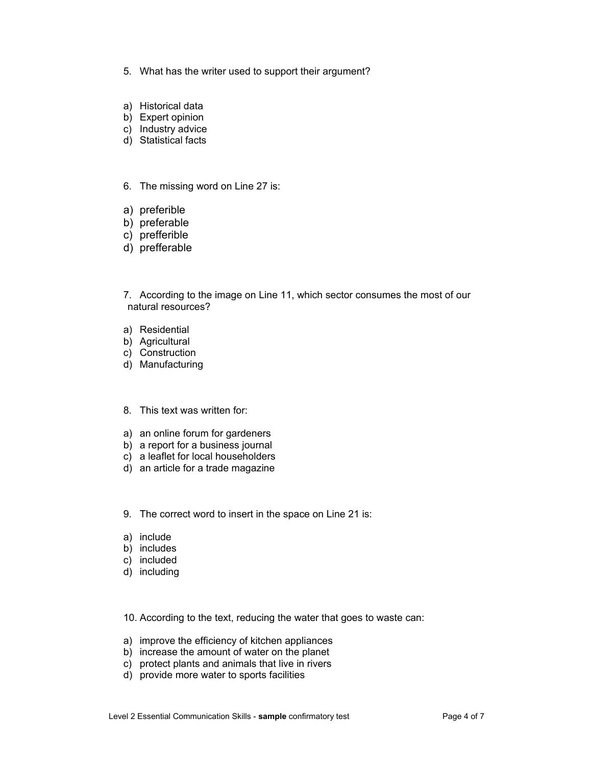5. What has the writer used to support their argument?

a) Historical data
b) Expert opinion
c) Industry advice
d) Statistical facts

6. The missing word on Line 27 is:

a) preferible
b) preferable
c) prefferible
d) prefferable

7. According to the image on Line 11, which sector consumes the most of our natural resources?

a) Residential
b) Agricultural
c) Construction
d) Manufacturing

8. This text was written for:

a) an online forum for gardeners
b) a report for a business journal
c) a leaflet for local householders
d) an article for a trade magazine

9. The correct word to insert in the space on Line 21 is:

a) include
b) includes
c) included
d) including

10. According to the text, reducing the water that goes to waste can:

a) improve the efficiency of kitchen appliances
b) increase the amount of water on the planet
c) protect plants and animals that live in rivers
d) provide more water to sports facilities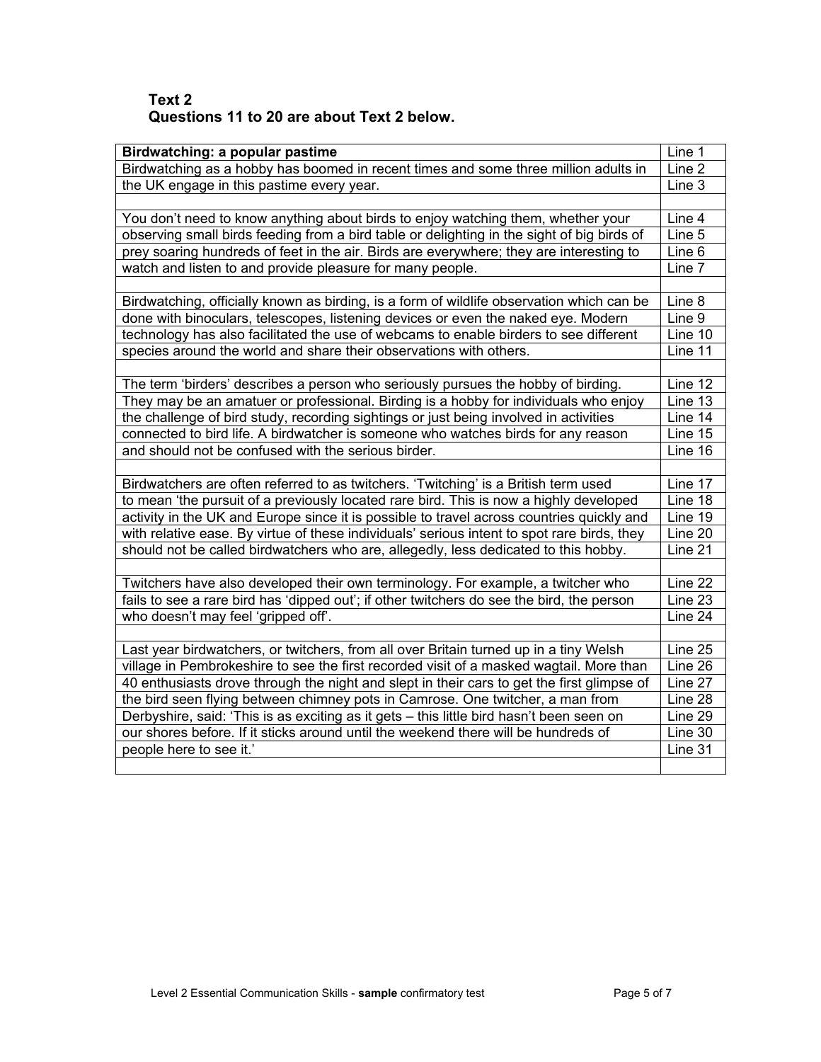**Text 2**
**Questions 11 to 20 are about Text 2 below.**

| **Birdwatching: a popular pastime** | Line 1 |
|---|---|
| Birdwatching as a hobby has boomed in recent times and some three million adults in | Line 2 |
| the UK engage in this pastime every year. | Line 3 |
| | |
| You don't need to know anything about birds to enjoy watching them, whether your | Line 4 |
| observing small birds feeding from a bird table or delighting in the sight of big birds of | Line 5 |
| prey soaring hundreds of feet in the air. Birds are everywhere; they are interesting to | Line 6 |
| watch and listen to and provide pleasure for many people. | Line 7 |
| | |
| Birdwatching, officially known as birding, is a form of wildlife observation which can be | Line 8 |
| done with binoculars, telescopes, listening devices or even the naked eye. Modern | Line 9 |
| technology has also facilitated the use of webcams to enable birders to see different | Line 10 |
| species around the world and share their observations with others. | Line 11 |
| | |
| The term 'birders' describes a person who seriously pursues the hobby of birding. | Line 12 |
| They may be an amatuer or professional. Birding is a hobby for individuals who enjoy | Line 13 |
| the challenge of bird study, recording sightings or just being involved in activities | Line 14 |
| connected to bird life. A birdwatcher is someone who watches birds for any reason | Line 15 |
| and should not be confused with the serious birder. | Line 16 |
| | |
| Birdwatchers are often referred to as twitchers. 'Twitching' is a British term used | Line 17 |
| to mean 'the pursuit of a previously located rare bird. This is now a highly developed | Line 18 |
| activity in the UK and Europe since it is possible to travel across countries quickly and | Line 19 |
| with relative ease. By virtue of these individuals' serious intent to spot rare birds, they | Line 20 |
| should not be called birdwatchers who are, allegedly, less dedicated to this hobby. | Line 21 |
| | |
| Twitchers have also developed their own terminology. For example, a twitcher who | Line 22 |
| fails to see a rare bird has 'dipped out'; if other twitchers do see the bird, the person | Line 23 |
| who doesn't may feel 'gripped off'. | Line 24 |
| | |
| Last year birdwatchers, or twitchers, from all over Britain turned up in a tiny Welsh | Line 25 |
| village in Pembrokeshire to see the first recorded visit of a masked wagtail. More than | Line 26 |
| 40 enthusiasts drove through the night and slept in their cars to get the first glimpse of | Line 27 |
| the bird seen flying between chimney pots in Camrose. One twitcher, a man from | Line 28 |
| Derbyshire, said: 'This is as exciting as it gets – this little bird hasn't been seen on | Line 29 |
| our shores before. If it sticks around until the weekend there will be hundreds of | Line 30 |
| people here to see it.' | Line 31 |
| | |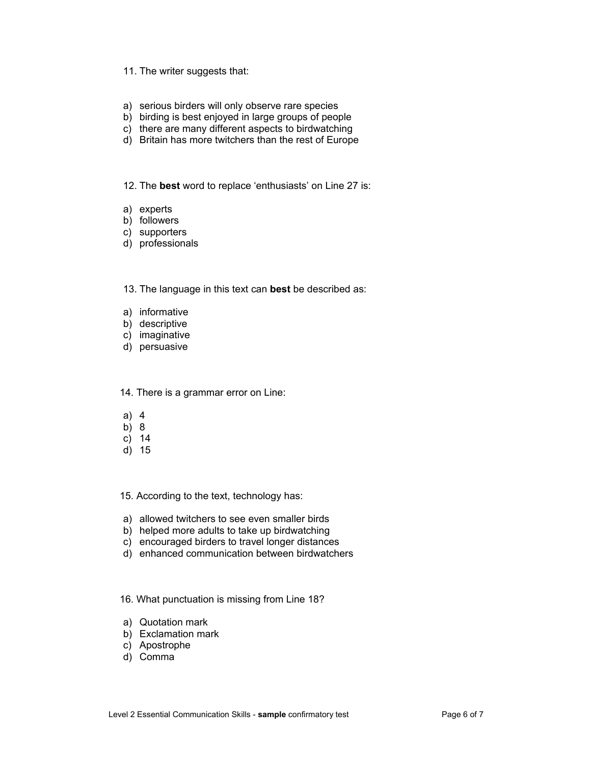11. The writer suggests that:

a) serious birders will only observe rare species
b) birding is best enjoyed in large groups of people
c) there are many different aspects to birdwatching
d) Britain has more twitchers than the rest of Europe

12. The **best** word to replace 'enthusiasts' on Line 27 is:

a) experts
b) followers
c) supporters
d) professionals

13. The language in this text can **best** be described as:

a) informative
b) descriptive
c) imaginative
d) persuasive

14. There is a grammar error on Line:

a) 4
b) 8
c) 14
d) 15

15. According to the text, technology has:

a) allowed twitchers to see even smaller birds
b) helped more adults to take up birdwatching
c) encouraged birders to travel longer distances
d) enhanced communication between birdwatchers

16. What punctuation is missing from Line 18?

a) Quotation mark
b) Exclamation mark
c) Apostrophe
d) Comma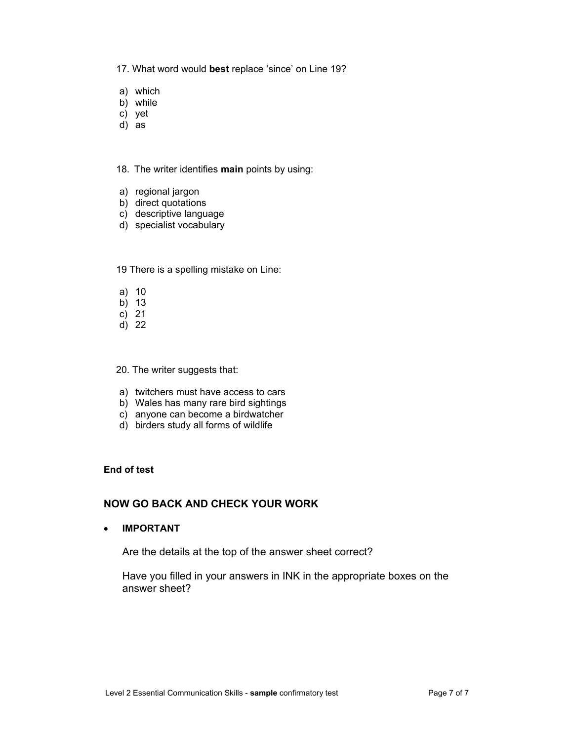17. What word would **best** replace 'since' on Line 19?

a) which
b) while
c) yet
d) as

18. The writer identifies **main** points by using:

a) regional jargon
b) direct quotations
c) descriptive language
d) specialist vocabulary

19 There is a spelling mistake on Line:

a) 10
b) 13
c) 21
d) 22

20. The writer suggests that:

a) twitchers must have access to cars
b) Wales has many rare bird sightings
c) anyone can become a birdwatcher
d) birders study all forms of wildlife

**End of test**

**NOW GO BACK AND CHECK YOUR WORK**

- **IMPORTANT**

  Are the details at the top of the answer sheet correct?

  Have you filled in your answers in INK in the appropriate boxes on the answer sheet?